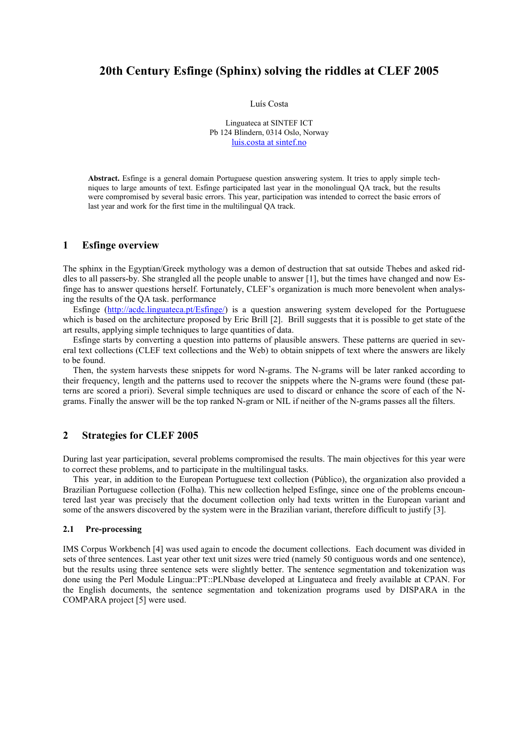# 20th Century Esfinge (Sphinx) solving the riddles at CLEF 2005

Luís Costa

Linguateca at SINTEF ICT
Pb 124 Blindern, 0314 Oslo, Norway
luis.costa at sintef.no

**Abstract.** Esfinge is a general domain Portuguese question answering system. It tries to apply simple techniques to large amounts of text. Esfinge participated last year in the monolingual QA track, but the results were compromised by several basic errors. This year, participation was intended to correct the basic errors of last year and work for the first time in the multilingual QA track.

## 1 Esfinge overview

The sphinx in the Egyptian/Greek mythology was a demon of destruction that sat outside Thebes and asked riddles to all passers-by. She strangled all the people unable to answer [1], but the times have changed and now Esfinge has to answer questions herself. Fortunately, CLEF's organization is much more benevolent when analysing the results of the QA task. performance

Esfinge (http://acdc.linguateca.pt/Esfinge/) is a question answering system developed for the Portuguese which is based on the architecture proposed by Eric Brill [2]. Brill suggests that it is possible to get state of the art results, applying simple techniques to large quantities of data.

Esfinge starts by converting a question into patterns of plausible answers. These patterns are queried in several text collections (CLEF text collections and the Web) to obtain snippets of text where the answers are likely to be found.

Then, the system harvests these snippets for word N-grams. The N-grams will be later ranked according to their frequency, length and the patterns used to recover the snippets where the N-grams were found (these patterns are scored a priori). Several simple techniques are used to discard or enhance the score of each of the N-grams. Finally the answer will be the top ranked N-gram or NIL if neither of the N-grams passes all the filters.

## 2 Strategies for CLEF 2005

During last year participation, several problems compromised the results. The main objectives for this year were to correct these problems, and to participate in the multilingual tasks.

This year, in addition to the European Portuguese text collection (Público), the organization also provided a Brazilian Portuguese collection (Folha). This new collection helped Esfinge, since one of the problems encountered last year was precisely that the document collection only had texts written in the European variant and some of the answers discovered by the system were in the Brazilian variant, therefore difficult to justify [3].

### 2.1 Pre-processing

IMS Corpus Workbench [4] was used again to encode the document collections. Each document was divided in sets of three sentences. Last year other text unit sizes were tried (namely 50 contiguous words and one sentence), but the results using three sentence sets were slightly better. The sentence segmentation and tokenization was done using the Perl Module Lingua::PT::PLNbase developed at Linguateca and freely available at CPAN. For the English documents, the sentence segmentation and tokenization programs used by DISPARA in the COMPARA project [5] were used.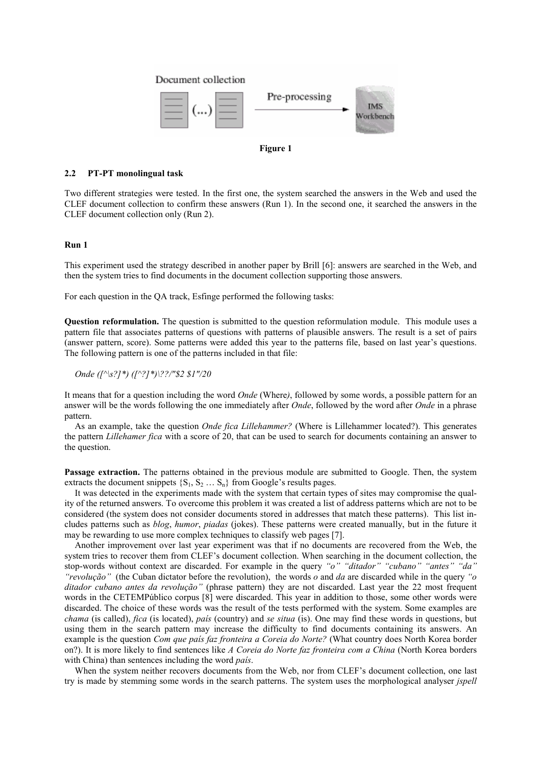Figure 1

### 2.2 PT-PT monolingual task

Two different strategies were tested. In the first one, the system searched the answers in the Web and used the CLEF document collection to confirm these answers (Run 1). In the second one, it searched the answers in the CLEF document collection only (Run 2).

#### Run 1

This experiment used the strategy described in another paper by Brill [6]: answers are searched in the Web, and then the system tries to find documents in the document collection supporting those answers.

For each question in the QA track, Esfinge performed the following tasks:

**Question reformulation.** The question is submitted to the question reformulation module. This module uses a pattern file that associates patterns of questions with patterns of plausible answers. The result is a set of pairs (answer pattern, score). Some patterns were added this year to the patterns file, based on last year's questions. The following pattern is one of the patterns included in that file:

*Onde ([^\s?]*) ([^?]*)\??/"$2 $1"/20*

It means that for a question including the word *Onde* (Where*)*, followed by some words, a possible pattern for an answer will be the words following the one immediately after *Onde*, followed by the word after *Onde* in a phrase pattern.

As an example, take the question *Onde fica Lillehammer?* (Where is Lillehammer located?). This generates the pattern *Lillehamer fica* with a score of 20, that can be used to search for documents containing an answer to the question.

**Passage extraction.** The patterns obtained in the previous module are submitted to Google. Then, the system extracts the document snippets $\{S_1, S_2 \dots S_n\}$ from Google's results pages.

It was detected in the experiments made with the system that certain types of sites may compromise the quality of the returned answers. To overcome this problem it was created a list of address patterns which are not to be considered (the system does not consider documents stored in addresses that match these patterns). This list includes patterns such as *blog*, *humor*, *piadas* (jokes). These patterns were created manually, but in the future it may be rewarding to use more complex techniques to classify web pages [7].

Another improvement over last year experiment was that if no documents are recovered from the Web, the system tries to recover them from CLEF's document collection. When searching in the document collection, the stop-words without context are discarded. For example in the query *"o" "ditador" "cubano" "antes" "da" "revolução"* (the Cuban dictator before the revolution), the words *o* and *da* are discarded while in the query *"o ditador cubano antes da revolução"* (phrase pattern) they are not discarded. Last year the 22 most frequent words in the CETEMPúblico corpus [8] were discarded. This year in addition to those, some other words were discarded. The choice of these words was the result of the tests performed with the system. Some examples are *chama* (is called), *fica* (is located), *país* (country) and *se situa* (is). One may find these words in questions, but using them in the search pattern may increase the difficulty to find documents containing its answers. An example is the question *Com que país faz fronteira a Coreia do Norte?* (What country does North Korea border on?). It is more likely to find sentences like *A Coreia do Norte faz fronteira com a China* (North Korea borders with China) than sentences including the word *país*.

When the system neither recovers documents from the Web, nor from CLEF's document collection, one last try is made by stemming some words in the search patterns. The system uses the morphological analyser *jspell*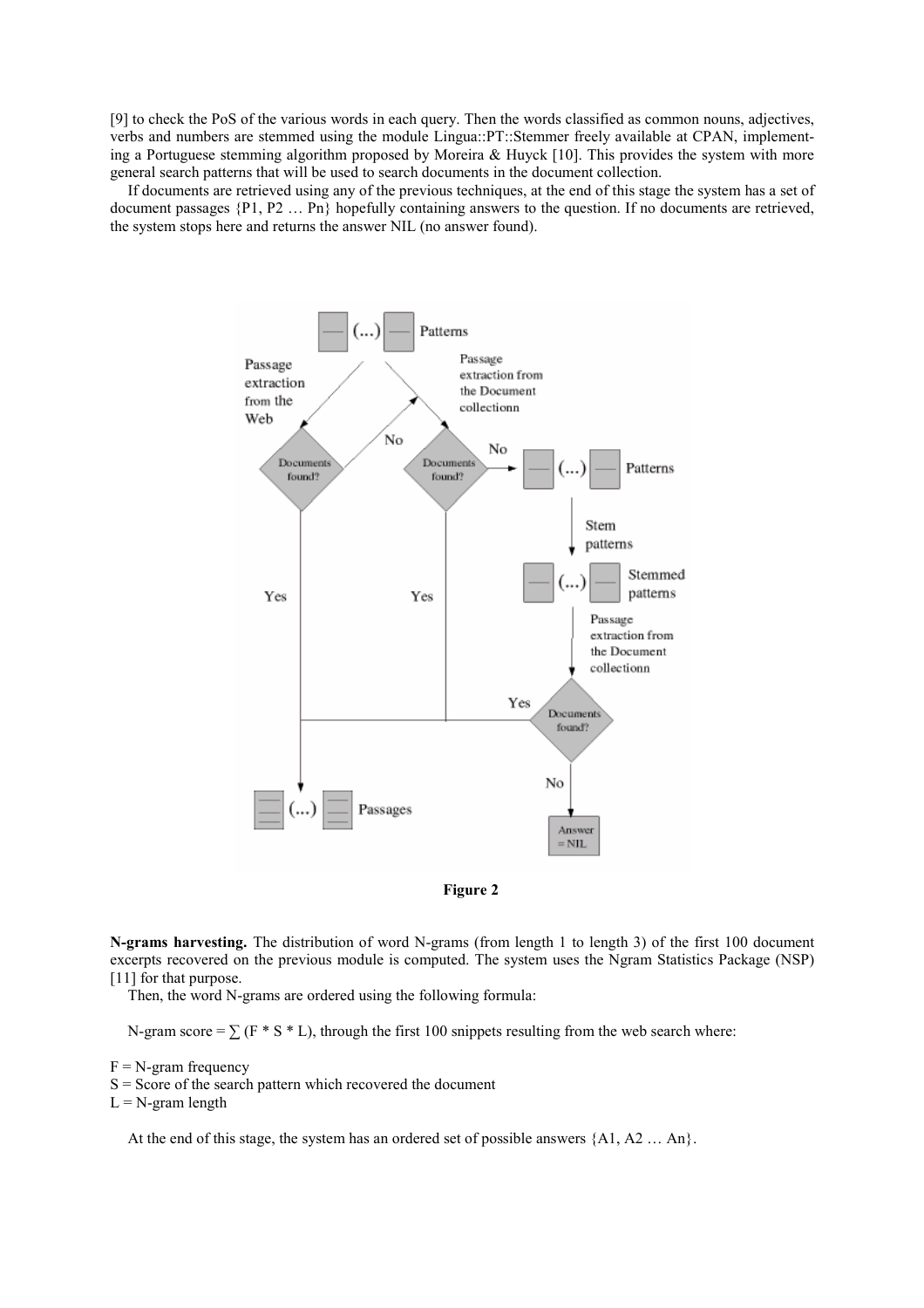[9] to check the PoS of the various words in each query. Then the words classified as common nouns, adjectives, verbs and numbers are stemmed using the module Lingua::PT::Stemmer freely available at CPAN, implementing a Portuguese stemming algorithm proposed by Moreira & Huyck [10]. This provides the system with more general search patterns that will be used to search documents in the document collection.

If documents are retrieved using any of the previous techniques, at the end of this stage the system has a set of document passages {P1, P2 … Pn} hopefully containing answers to the question. If no documents are retrieved, the system stops here and returns the answer NIL (no answer found).

**Figure 2**

**N-grams harvesting.** The distribution of word N-grams (from length 1 to length 3) of the first 100 document excerpts recovered on the previous module is computed. The system uses the Ngram Statistics Package (NSP) [11] for that purpose.

Then, the word N-grams are ordered using the following formula:

N-gram score = $\sum$ (F * S * L), through the first 100 snippets resulting from the web search where:

F = N-gram frequency
S = Score of the search pattern which recovered the document
L = N-gram length

At the end of this stage, the system has an ordered set of possible answers {A1, A2 … An}.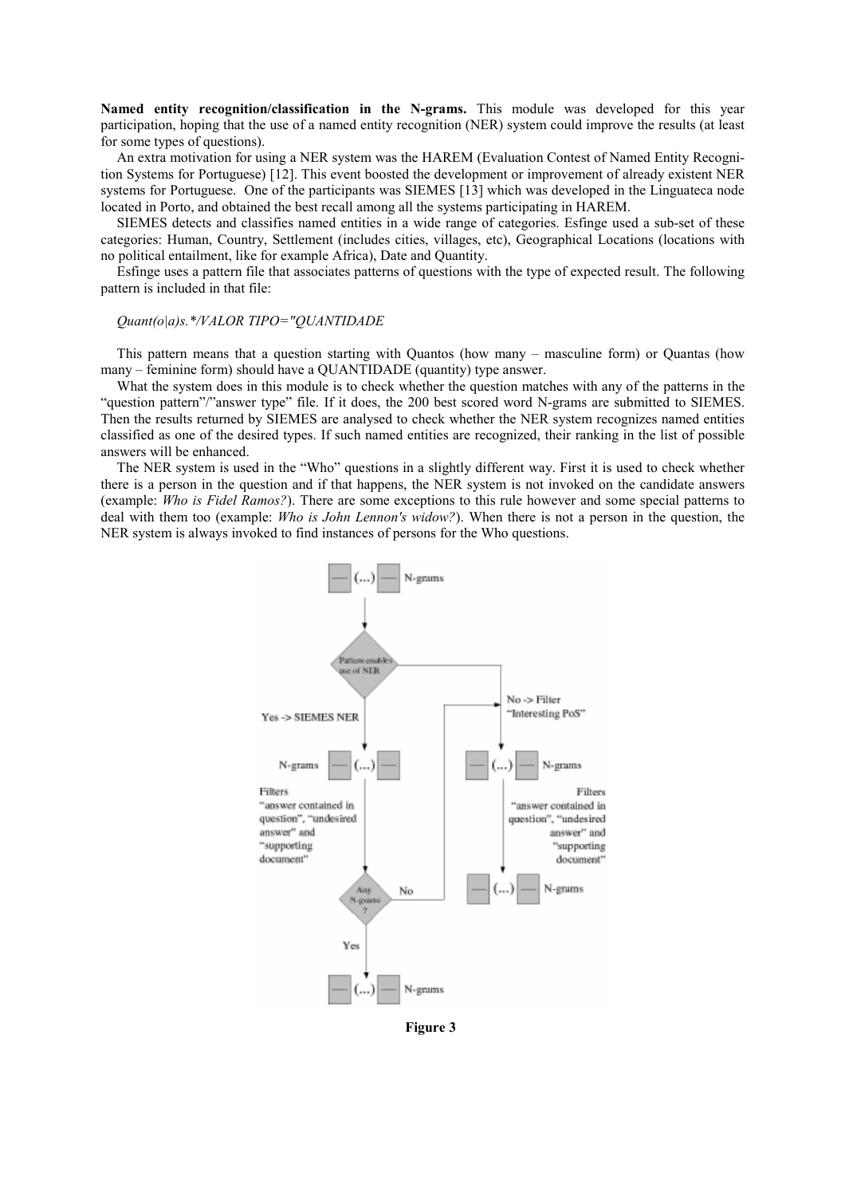**Named entity recognition/classification in the N-grams.** This module was developed for this year participation, hoping that the use of a named entity recognition (NER) system could improve the results (at least for some types of questions).

An extra motivation for using a NER system was the HAREM (Evaluation Contest of Named Entity Recognition Systems for Portuguese) [12]. This event boosted the development or improvement of already existent NER systems for Portuguese. One of the participants was SIEMES [13] which was developed in the Linguateca node located in Porto, and obtained the best recall among all the systems participating in HAREM.

SIEMES detects and classifies named entities in a wide range of categories. Esfinge used a sub-set of these categories: Human, Country, Settlement (includes cities, villages, etc), Geographical Locations (locations with no political entailment, like for example Africa), Date and Quantity.

Esfinge uses a pattern file that associates patterns of questions with the type of expected result. The following pattern is included in that file:

*Quant(o|a)s.*/VALOR TIPO="QUANTIDADE*

This pattern means that a question starting with Quantos (how many – masculine form) or Quantas (how many – feminine form) should have a QUANTIDADE (quantity) type answer.

What the system does in this module is to check whether the question matches with any of the patterns in the "question pattern"/"answer type" file. If it does, the 200 best scored word N-grams are submitted to SIEMES. Then the results returned by SIEMES are analysed to check whether the NER system recognizes named entities classified as one of the desired types. If such named entities are recognized, their ranking in the list of possible answers will be enhanced.

The NER system is used in the "Who" questions in a slightly different way. First it is used to check whether there is a person in the question and if that happens, the NER system is not invoked on the candidate answers (example: *Who is Fidel Ramos?*). There are some exceptions to this rule however and some special patterns to deal with them too (example: *Who is John Lennon's widow?*). When there is not a person in the question, the NER system is always invoked to find instances of persons for the Who questions.

**Figure 3**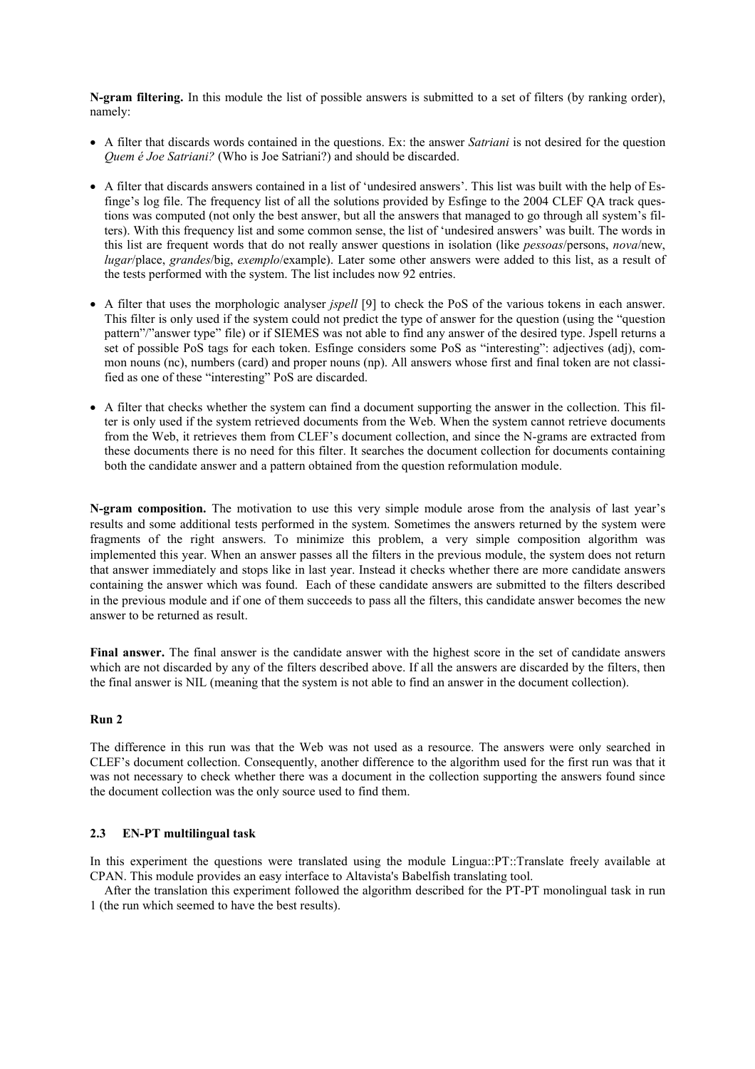**N-gram filtering.** In this module the list of possible answers is submitted to a set of filters (by ranking order), namely:

- A filter that discards words contained in the questions. Ex: the answer *Satriani* is not desired for the question *Quem é Joe Satriani?* (Who is Joe Satriani?) and should be discarded.
- A filter that discards answers contained in a list of 'undesired answers'. This list was built with the help of Esfinge's log file. The frequency list of all the solutions provided by Esfinge to the 2004 CLEF QA track questions was computed (not only the best answer, but all the answers that managed to go through all system's filters). With this frequency list and some common sense, the list of 'undesired answers' was built. The words in this list are frequent words that do not really answer questions in isolation (like *pessoas*/persons, *nova*/new, *lugar*/place, *grandes*/big, *exemplo*/example). Later some other answers were added to this list, as a result of the tests performed with the system. The list includes now 92 entries.
- A filter that uses the morphologic analyser *jspell* [9] to check the PoS of the various tokens in each answer. This filter is only used if the system could not predict the type of answer for the question (using the "question pattern"/"answer type" file) or if SIEMES was not able to find any answer of the desired type. Jspell returns a set of possible PoS tags for each token. Esfinge considers some PoS as "interesting": adjectives (adj), common nouns (nc), numbers (card) and proper nouns (np). All answers whose first and final token are not classified as one of these "interesting" PoS are discarded.
- A filter that checks whether the system can find a document supporting the answer in the collection. This filter is only used if the system retrieved documents from the Web. When the system cannot retrieve documents from the Web, it retrieves them from CLEF's document collection, and since the N-grams are extracted from these documents there is no need for this filter. It searches the document collection for documents containing both the candidate answer and a pattern obtained from the question reformulation module.

**N-gram composition.** The motivation to use this very simple module arose from the analysis of last year's results and some additional tests performed in the system. Sometimes the answers returned by the system were fragments of the right answers. To minimize this problem, a very simple composition algorithm was implemented this year. When an answer passes all the filters in the previous module, the system does not return that answer immediately and stops like in last year. Instead it checks whether there are more candidate answers containing the answer which was found. Each of these candidate answers are submitted to the filters described in the previous module and if one of them succeeds to pass all the filters, this candidate answer becomes the new answer to be returned as result.

**Final answer.** The final answer is the candidate answer with the highest score in the set of candidate answers which are not discarded by any of the filters described above. If all the answers are discarded by the filters, then the final answer is NIL (meaning that the system is not able to find an answer in the document collection).

**Run 2**

The difference in this run was that the Web was not used as a resource. The answers were only searched in CLEF's document collection. Consequently, another difference to the algorithm used for the first run was that it was not necessary to check whether there was a document in the collection supporting the answers found since the document collection was the only source used to find them.

### 2.3 EN-PT multilingual task

In this experiment the questions were translated using the module Lingua::PT::Translate freely available at CPAN. This module provides an easy interface to Altavista's Babelfish translating tool.

After the translation this experiment followed the algorithm described for the PT-PT monolingual task in run 1 (the run which seemed to have the best results).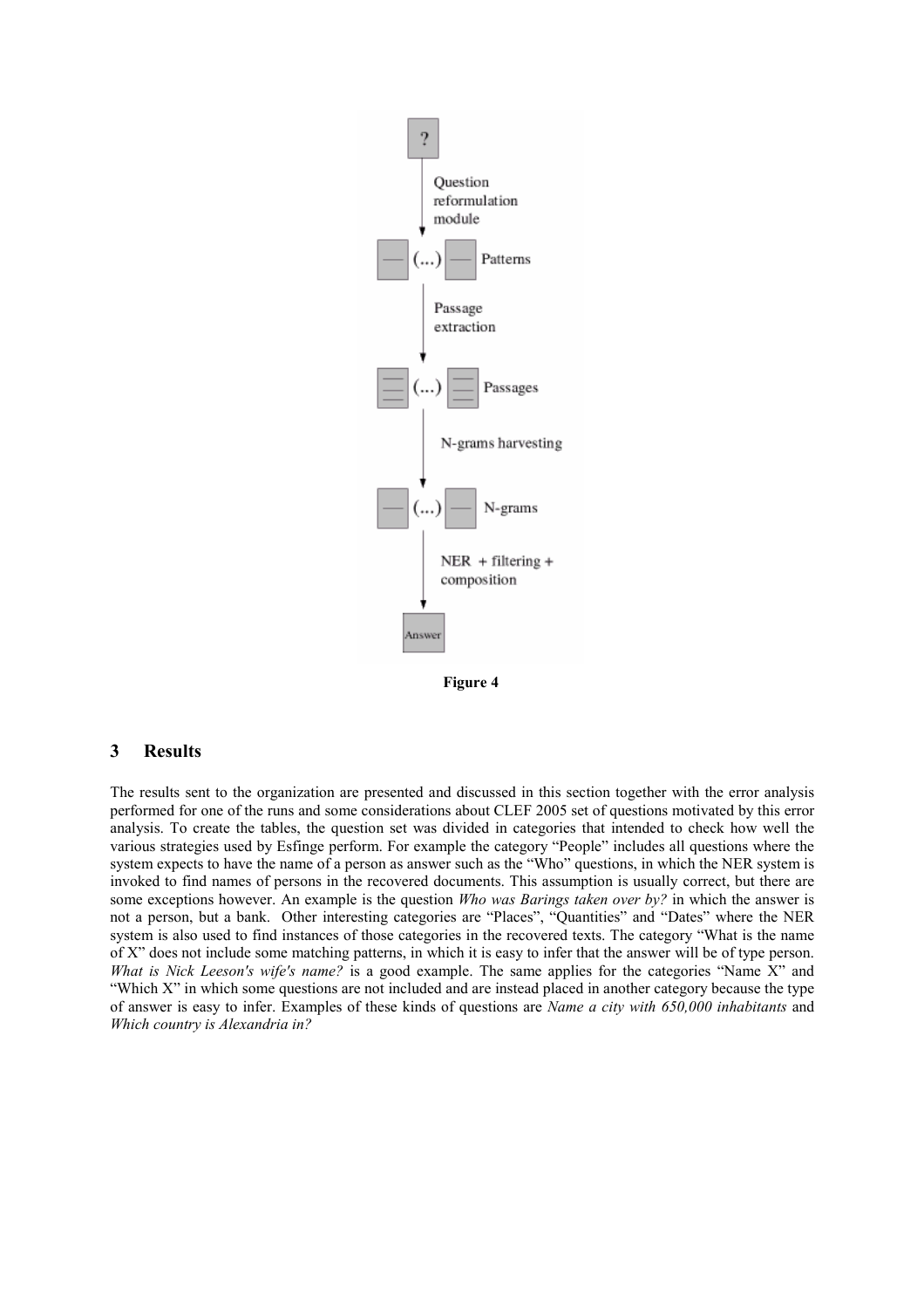**Figure 4**

## 3 Results

The results sent to the organization are presented and discussed in this section together with the error analysis performed for one of the runs and some considerations about CLEF 2005 set of questions motivated by this error analysis. To create the tables, the question set was divided in categories that intended to check how well the various strategies used by Esfinge perform. For example the category "People" includes all questions where the system expects to have the name of a person as answer such as the "Who" questions, in which the NER system is invoked to find names of persons in the recovered documents. This assumption is usually correct, but there are some exceptions however. An example is the question *Who was Barings taken over by?* in which the answer is not a person, but a bank. Other interesting categories are "Places", "Quantities" and "Dates" where the NER system is also used to find instances of those categories in the recovered texts. The category "What is the name of X" does not include some matching patterns, in which it is easy to infer that the answer will be of type person. *What is Nick Leeson's wife's name?* is a good example. The same applies for the categories "Name X" and "Which X" in which some questions are not included and are instead placed in another category because the type of answer is easy to infer. Examples of these kinds of questions are *Name a city with 650,000 inhabitants* and *Which country is Alexandria in?*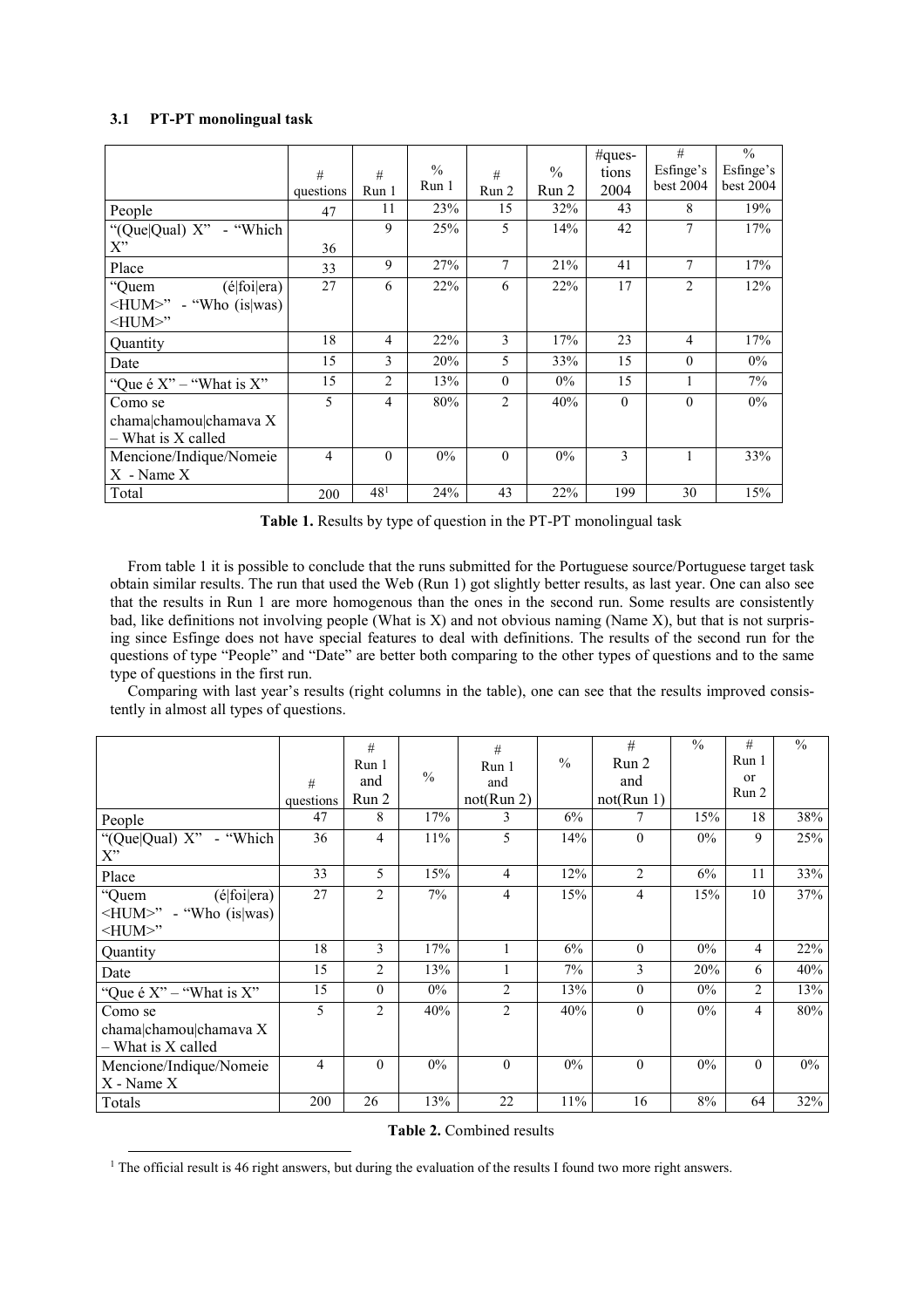### 3.1 PT-PT monolingual task

| | # questions | # Run 1 | % Run 1 | # Run 2 | % Run 2 | #questions 2004 | # Esfinge's best 2004 | % Esfinge's best 2004 |
|---|---|---|---|---|---|---|---|---|
| People | 47 | 11 | 23% | 15 | 32% | 43 | 8 | 19% |
| "(Que\|Qual) X" - "Which X" | 36 | 9 | 25% | 5 | 14% | 42 | 7 | 17% |
| Place | 33 | 9 | 27% | 7 | 21% | 41 | 7 | 17% |
| "Quem (é\|foi\|era) <HUM>" - "Who (is\|was) <HUM>" | 27 | 6 | 22% | 6 | 22% | 17 | 2 | 12% |
| Quantity | 18 | 4 | 22% | 3 | 17% | 23 | 4 | 17% |
| Date | 15 | 3 | 20% | 5 | 33% | 15 | 0 | 0% |
| "Que é X" – "What is X" | 15 | 2 | 13% | 0 | 0% | 15 | 1 | 7% |
| Como se chama\|chamou\|chamava X – What is X called | 5 | 4 | 80% | 2 | 40% | 0 | 0 | 0% |
| Mencione/Indique/Nomeie X - Name X | 4 | 0 | 0% | 0 | 0% | 3 | 1 | 33% |
| Total | 200 | 48[1] | 24% | 43 | 22% | 199 | 30 | 15% |

**Table 1.** Results by type of question in the PT-PT monolingual task

From table 1 it is possible to conclude that the runs submitted for the Portuguese source/Portuguese target task obtain similar results. The run that used the Web (Run 1) got slightly better results, as last year. One can also see that the results in Run 1 are more homogenous than the ones in the second run. Some results are consistently bad, like definitions not involving people (What is X) and not obvious naming (Name X), but that is not surprising since Esfinge does not have special features to deal with definitions. The results of the second run for the questions of type "People" and "Date" are better both comparing to the other types of questions and to the same type of questions in the first run.

Comparing with last year's results (right columns in the table), one can see that the results improved consistently in almost all types of questions.

| | # questions | # Run 1 and Run 2 | % | # Run 1 and not(Run 2) | % | # Run 2 and not(Run 1) | % | # Run 1 or Run 2 | % |
|---|---|---|---|---|---|---|---|---|---|
| People | 47 | 8 | 17% | 3 | 6% | 7 | 15% | 18 | 38% |
| "(Que\|Qual) X" - "Which X" | 36 | 4 | 11% | 5 | 14% | 0 | 0% | 9 | 25% |
| Place | 33 | 5 | 15% | 4 | 12% | 2 | 6% | 11 | 33% |
| "Quem (é\|foi\|era) <HUM>" - "Who (is\|was) <HUM>" | 27 | 2 | 7% | 4 | 15% | 4 | 15% | 10 | 37% |
| Quantity | 18 | 3 | 17% | 1 | 6% | 0 | 0% | 4 | 22% |
| Date | 15 | 2 | 13% | 1 | 7% | 3 | 20% | 6 | 40% |
| "Que é X" – "What is X" | 15 | 0 | 0% | 2 | 13% | 0 | 0% | 2 | 13% |
| Como se chama\|chamou\|chamava X – What is X called | 5 | 2 | 40% | 2 | 40% | 0 | 0% | 4 | 80% |
| Mencione/Indique/Nomeie X - Name X | 4 | 0 | 0% | 0 | 0% | 0 | 0% | 0 | 0% |
| Totals | 200 | 26 | 13% | 22 | 11% | 16 | 8% | 64 | 32% |

**Table 2.** Combined results

[1] The official result is 46 right answers, but during the evaluation of the results I found two more right answers.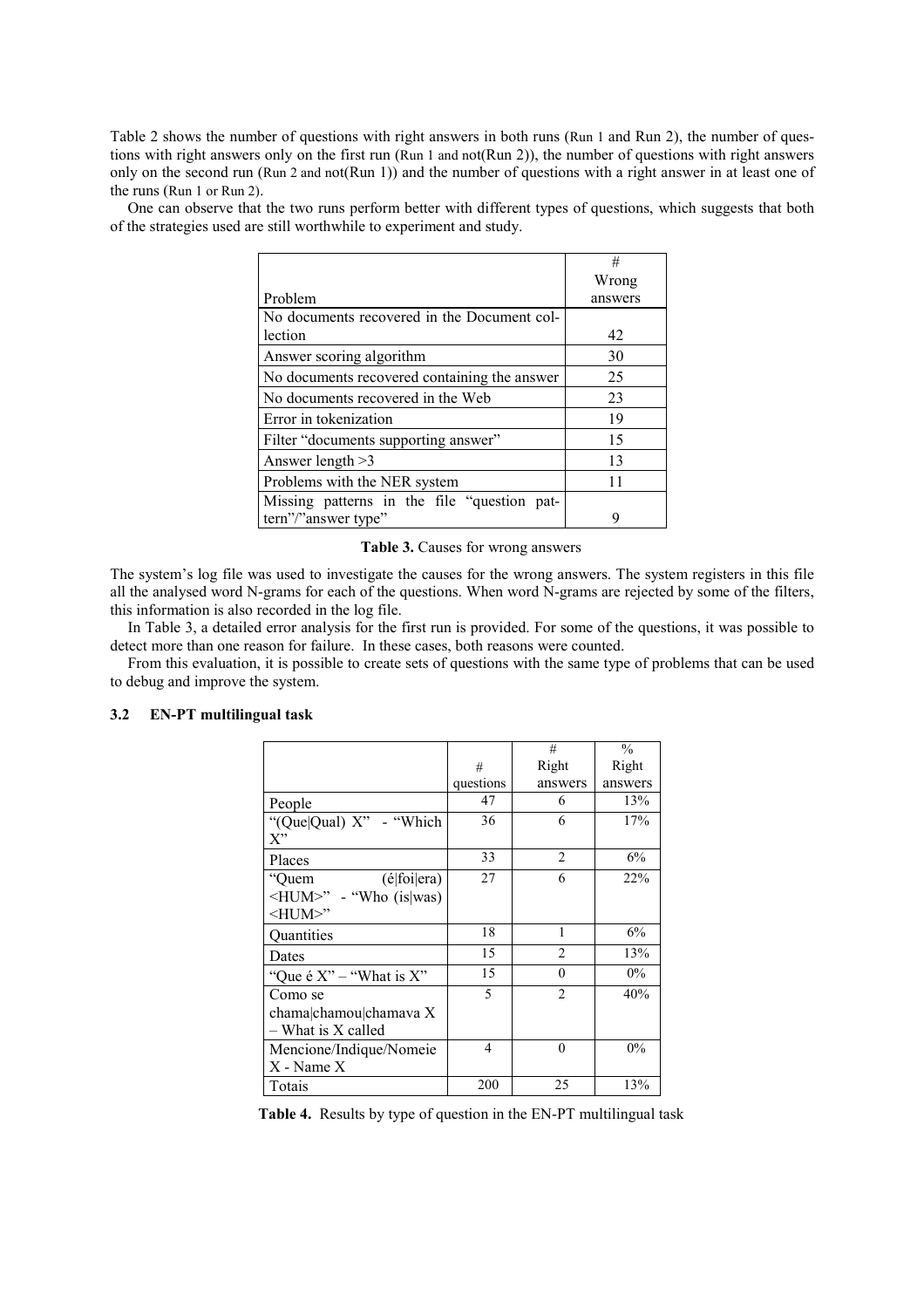Table 2 shows the number of questions with right answers in both runs (Run 1 and Run 2), the number of questions with right answers only on the first run (Run 1 and not(Run 2)), the number of questions with right answers only on the second run (Run 2 and not(Run 1)) and the number of questions with a right answer in at least one of the runs (Run 1 or Run 2).

One can observe that the two runs perform better with different types of questions, which suggests that both of the strategies used are still worthwhile to experiment and study.

| Problem | # Wrong answers |
|---|---|
| No documents recovered in the Document collection | 42 |
| Answer scoring algorithm | 30 |
| No documents recovered containing the answer | 25 |
| No documents recovered in the Web | 23 |
| Error in tokenization | 19 |
| Filter "documents supporting answer" | 15 |
| Answer length >3 | 13 |
| Problems with the NER system | 11 |
| Missing patterns in the file "question pattern"/"answer type" | 9 |

**Table 3.** Causes for wrong answers

The system's log file was used to investigate the causes for the wrong answers. The system registers in this file all the analysed word N-grams for each of the questions. When word N-grams are rejected by some of the filters, this information is also recorded in the log file.

In Table 3, a detailed error analysis for the first run is provided. For some of the questions, it was possible to detect more than one reason for failure. In these cases, both reasons were counted.

From this evaluation, it is possible to create sets of questions with the same type of problems that can be used to debug and improve the system.

### 3.2 EN-PT multilingual task

| | # questions | # Right answers | % Right answers |
|---|---|---|---|
| People | 47 | 6 | 13% |
| "(Que\|Qual) X" - "Which X" | 36 | 6 | 17% |
| Places | 33 | 2 | 6% |
| "Quem (é\|foi\|era) <HUM>" - "Who (is\|was) <HUM>" | 27 | 6 | 22% |
| Quantities | 18 | 1 | 6% |
| Dates | 15 | 2 | 13% |
| "Que é X" – "What is X" | 15 | 0 | 0% |
| Como se chama\|chamou\|chamava X – What is X called | 5 | 2 | 40% |
| Mencione/Indique/Nomeie X - Name X | 4 | 0 | 0% |
| Totais | 200 | 25 | 13% |

**Table 4.** Results by type of question in the EN-PT multilingual task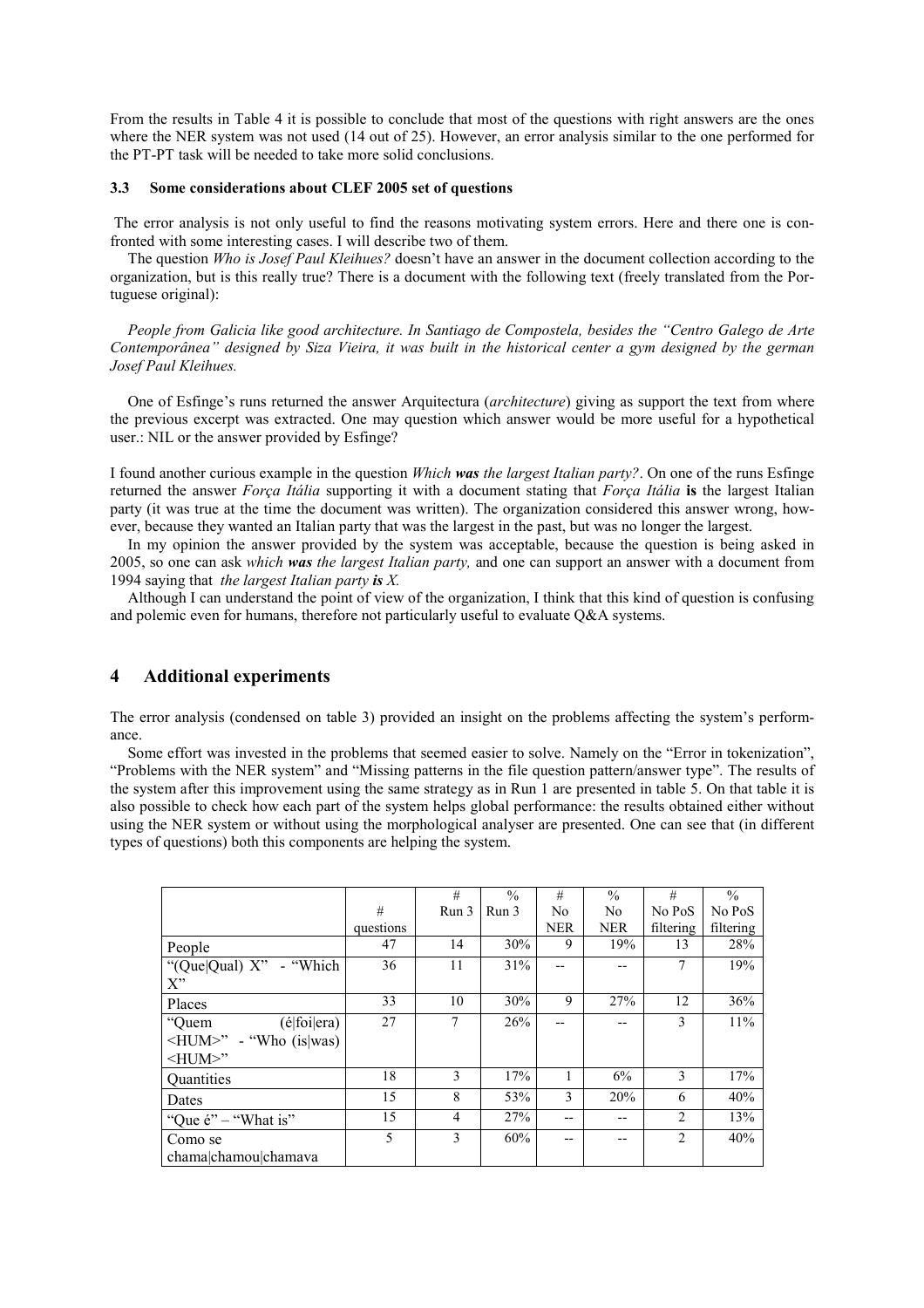From the results in Table 4 it is possible to conclude that most of the questions with right answers are the ones where the NER system was not used (14 out of 25). However, an error analysis similar to the one performed for the PT-PT task will be needed to take more solid conclusions.

### 3.3 Some considerations about CLEF 2005 set of questions

The error analysis is not only useful to find the reasons motivating system errors. Here and there one is confronted with some interesting cases. I will describe two of them.

The question *Who is Josef Paul Kleihues?* doesn't have an answer in the document collection according to the organization, but is this really true? There is a document with the following text (freely translated from the Portuguese original):

*People from Galicia like good architecture. In Santiago de Compostela, besides the "Centro Galego de Arte Contemporânea" designed by Siza Vieira, it was built in the historical center a gym designed by the german Josef Paul Kleihues.*

One of Esfinge's runs returned the answer Arquitectura (*architecture*) giving as support the text from where the previous excerpt was extracted. One may question which answer would be more useful for a hypothetical user.: NIL or the answer provided by Esfinge?

I found another curious example in the question *Which **was** the largest Italian party?*. On one of the runs Esfinge returned the answer *Força Itália* supporting it with a document stating that *Força Itália* **is** the largest Italian party (it was true at the time the document was written). The organization considered this answer wrong, however, because they wanted an Italian party that was the largest in the past, but was no longer the largest.

In my opinion the answer provided by the system was acceptable, because the question is being asked in 2005, so one can ask *which **was** the largest Italian party,* and one can support an answer with a document from 1994 saying that *the largest Italian party **is** X.*

Although I can understand the point of view of the organization, I think that this kind of question is confusing and polemic even for humans, therefore not particularly useful to evaluate Q&A systems.

## 4 Additional experiments

The error analysis (condensed on table 3) provided an insight on the problems affecting the system's performance.

Some effort was invested in the problems that seemed easier to solve. Namely on the "Error in tokenization", "Problems with the NER system" and "Missing patterns in the file question pattern/answer type". The results of the system after this improvement using the same strategy as in Run 1 are presented in table 5. On that table it is also possible to check how each part of the system helps global performance: the results obtained either without using the NER system or without using the morphological analyser are presented. One can see that (in different types of questions) both this components are helping the system.

| | # questions | # Run 3 | % Run 3 | # No NER | % No NER | # No PoS filtering | % No PoS filtering |
|---|---|---|---|---|---|---|---|
| People | 47 | 14 | 30% | 9 | 19% | 13 | 28% |
| "(Que\|Qual) X" - "Which X" | 36 | 11 | 31% | -- | -- | 7 | 19% |
| Places | 33 | 10 | 30% | 9 | 27% | 12 | 36% |
| "Quem (é\|foi\|era) <HUM>" - "Who (is\|was) <HUM>" | 27 | 7 | 26% | -- | -- | 3 | 11% |
| Quantities | 18 | 3 | 17% | 1 | 6% | 3 | 17% |
| Dates | 15 | 8 | 53% | 3 | 20% | 6 | 40% |
| "Que é" – "What is" | 15 | 4 | 27% | -- | -- | 2 | 13% |
| Como se chama\|chamou\|chamava | 5 | 3 | 60% | -- | -- | 2 | 40% |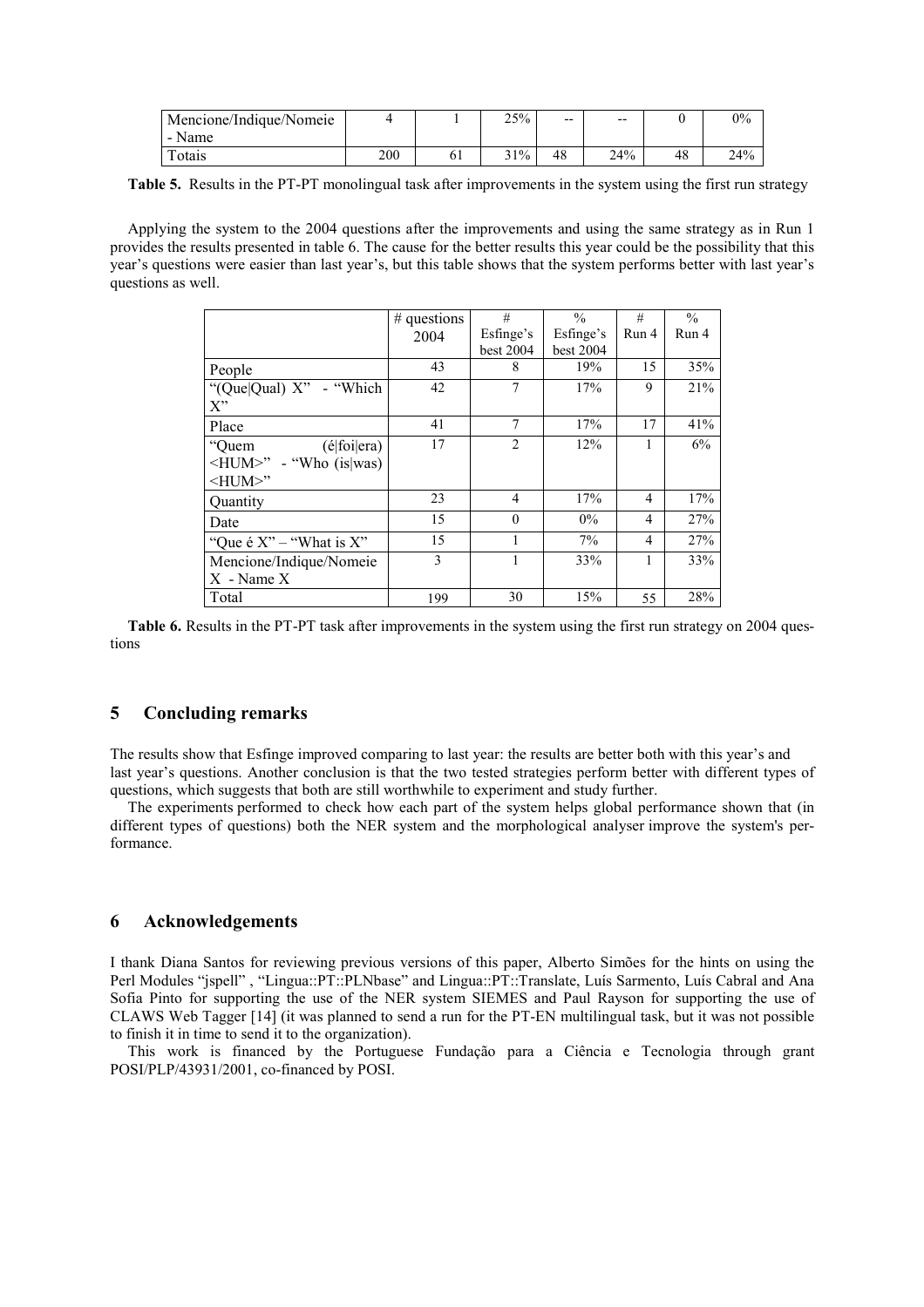| Mencione/Indique/Nomeie - Name | 4 | 1 | 25% | -- | -- | 0 | 0% |
|---|---|---|---|---|---|---|---|
| Totais | 200 | 61 | 31% | 48 | 24% | 48 | 24% |

**Table 5.** Results in the PT-PT monolingual task after improvements in the system using the first run strategy

Applying the system to the 2004 questions after the improvements and using the same strategy as in Run 1 provides the results presented in table 6. The cause for the better results this year could be the possibility that this year's questions were easier than last year's, but this table shows that the system performs better with last year's questions as well.

| | # questions 2004 | # Esfinge's best 2004 | % Esfinge's best 2004 | # Run 4 | % Run 4 |
|---|---|---|---|---|---|
| People | 43 | 8 | 19% | 15 | 35% |
| "(Que\|Qual) X" - "Which X" | 42 | 7 | 17% | 9 | 21% |
| Place | 41 | 7 | 17% | 17 | 41% |
| "Quem (é\|foi\|era) <HUM>" - "Who (is\|was) <HUM>" | 17 | 2 | 12% | 1 | 6% |
| Quantity | 23 | 4 | 17% | 4 | 17% |
| Date | 15 | 0 | 0% | 4 | 27% |
| "Que é X" – "What is X" | 15 | 1 | 7% | 4 | 27% |
| Mencione/Indique/Nomeie X - Name X | 3 | 1 | 33% | 1 | 33% |
| Total | 199 | 30 | 15% | 55 | 28% |

**Table 6.** Results in the PT-PT task after improvements in the system using the first run strategy on 2004 questions

## 5 Concluding remarks

The results show that Esfinge improved comparing to last year: the results are better both with this year's and last year's questions. Another conclusion is that the two tested strategies perform better with different types of questions, which suggests that both are still worthwhile to experiment and study further.

The experiments performed to check how each part of the system helps global performance shown that (in different types of questions) both the NER system and the morphological analyser improve the system's performance.

## 6 Acknowledgements

I thank Diana Santos for reviewing previous versions of this paper, Alberto Simões for the hints on using the Perl Modules "jspell" , "Lingua::PT::PLNbase" and Lingua::PT::Translate, Luís Sarmento, Luís Cabral and Ana Sofia Pinto for supporting the use of the NER system SIEMES and Paul Rayson for supporting the use of CLAWS Web Tagger [14] (it was planned to send a run for the PT-EN multilingual task, but it was not possible to finish it in time to send it to the organization).

This work is financed by the Portuguese Fundação para a Ciência e Tecnologia through grant POSI/PLP/43931/2001, co-financed by POSI.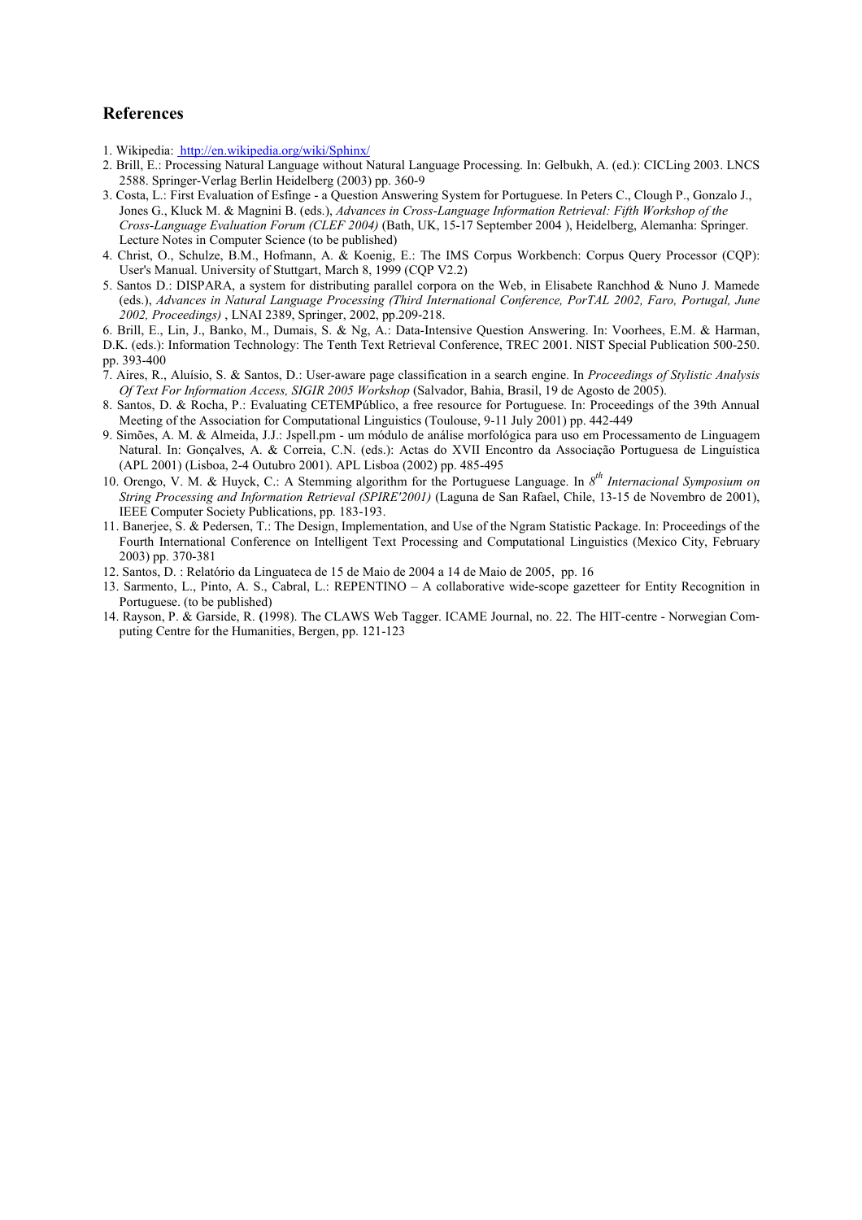## References

1. Wikipedia: http://en.wikipedia.org/wiki/Sphinx/
2. Brill, E.: Processing Natural Language without Natural Language Processing. In: Gelbukh, A. (ed.): CICLing 2003. LNCS 2588. Springer-Verlag Berlin Heidelberg (2003) pp. 360-9
3. Costa, L.: First Evaluation of Esfinge - a Question Answering System for Portuguese. In Peters C., Clough P., Gonzalo J., Jones G., Kluck M. & Magnini B. (eds.), *Advances in Cross-Language Information Retrieval: Fifth Workshop of the Cross-Language Evaluation Forum (CLEF 2004)* (Bath, UK, 15-17 September 2004 ), Heidelberg, Alemanha: Springer. Lecture Notes in Computer Science (to be published)
4. Christ, O., Schulze, B.M., Hofmann, A. & Koenig, E.: The IMS Corpus Workbench: Corpus Query Processor (CQP): User's Manual. University of Stuttgart, March 8, 1999 (CQP V2.2)
5. Santos D.: DISPARA, a system for distributing parallel corpora on the Web, in Elisabete Ranchhod & Nuno J. Mamede (eds.), *Advances in Natural Language Processing (Third International Conference, PorTAL 2002, Faro, Portugal, June 2002, Proceedings)* , LNAI 2389, Springer, 2002, pp.209-218.
6. Brill, E., Lin, J., Banko, M., Dumais, S. & Ng, A.: Data-Intensive Question Answering. In: Voorhees, E.M. & Harman, D.K. (eds.): Information Technology: The Tenth Text Retrieval Conference, TREC 2001. NIST Special Publication 500-250. pp. 393-400
7. Aires, R., Aluísio, S. & Santos, D.: User-aware page classification in a search engine. In *Proceedings of Stylistic Analysis Of Text For Information Access, SIGIR 2005 Workshop* (Salvador, Bahia, Brasil, 19 de Agosto de 2005).
8. Santos, D. & Rocha, P.: Evaluating CETEMPúblico, a free resource for Portuguese. In: Proceedings of the 39th Annual Meeting of the Association for Computational Linguistics (Toulouse, 9-11 July 2001) pp. 442-449
9. Simões, A. M. & Almeida, J.J.: Jspell.pm - um módulo de análise morfológica para uso em Processamento de Linguagem Natural. In: Gonçalves, A. & Correia, C.N. (eds.): Actas do XVII Encontro da Associação Portuguesa de Linguística (APL 2001) (Lisboa, 2-4 Outubro 2001). APL Lisboa (2002) pp. 485-495
10. Orengo, V. M. & Huyck, C.: A Stemming algorithm for the Portuguese Language. In *8th Internacional Symposium on String Processing and Information Retrieval (SPIRE'2001)* (Laguna de San Rafael, Chile, 13-15 de Novembro de 2001), IEEE Computer Society Publications, pp. 183-193.
11. Banerjee, S. & Pedersen, T.: The Design, Implementation, and Use of the Ngram Statistic Package. In: Proceedings of the Fourth International Conference on Intelligent Text Processing and Computational Linguistics (Mexico City, February 2003) pp. 370-381
12. Santos, D. : Relatório da Linguateca de 15 de Maio de 2004 a 14 de Maio de 2005, pp. 16
13. Sarmento, L., Pinto, A. S., Cabral, L.: REPENTINO – A collaborative wide-scope gazetteer for Entity Recognition in Portuguese. (to be published)
14. Rayson, P. & Garside, R. (1998). The CLAWS Web Tagger. ICAME Journal, no. 22. The HIT-centre - Norwegian Computing Centre for the Humanities, Bergen, pp. 121-123